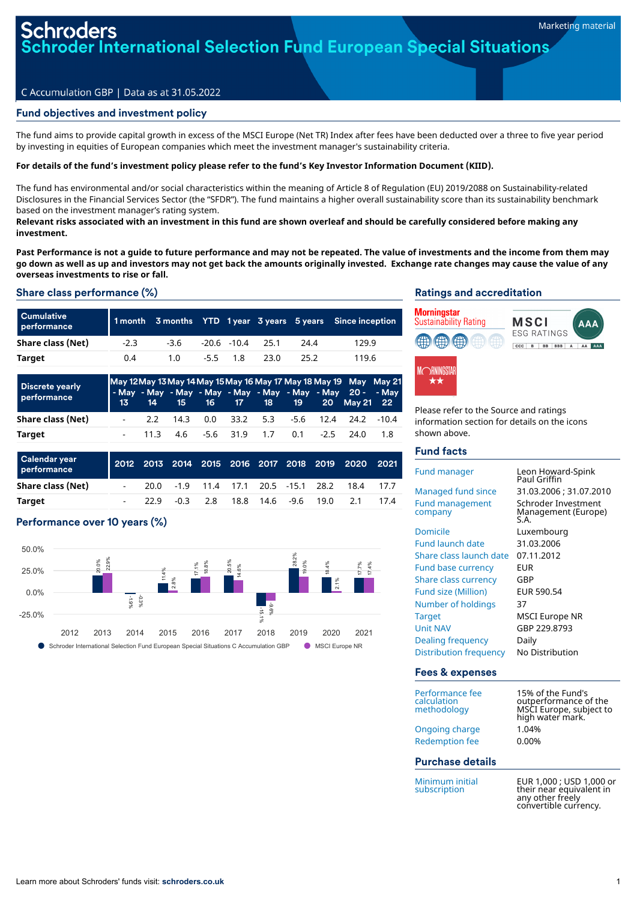Schroders

# Schroder International Selection Fund European Special Situations

Marketing material

C Accumulation GBP | Data as at 31.05.2022

## Fund objectives and investment policy

The fund aims to provide capital growth in excess of the MSCI Europe (Net TR) Index after fees have been deducted over a three to five year period by investing in equities of European companies which meet the investment manager's sustainability criteria.

**For details of the fund's investment policy please refer to the fund's Key Investor Information Document (KIID).**

The fund has environmental and/or social characteristics within the meaning of Article 8 of Regulation (EU) 2019/2088 on Sustainability-related Disclosures in the Financial Services Sector (the "SFDR"). The fund maintains a higher overall sustainability score than its sustainability benchmark based on the investment manager's rating system.

**Relevant risks associated with an investment in this fund are shown overleaf and should be carefully considered before making any investment.**

**Past Performance is not a guide to future performance and may not be repeated. The value of investments and the income from them may go down as well as up and investors may not get back the amounts originally invested. Exchange rate changes may cause the value of any overseas investments to rise or fall.**

## Share class performance (%)

| Cumulative performance | 1 month | 3 months | YTD | 1 year | 3 years | 5 years | Since inception |
|---|---|---|---|---|---|---|---|
| Share class (Net) | -2.3 | -3.6 | -20.6 | -10.4 | 25.1 | 24.4 | 129.9 |
| Target | 0.4 | 1.0 | -5.5 | 1.8 | 23.0 | 25.2 | 119.6 |

| Discrete yearly performance | May 12 - May 13 | May 13 - May 14 | May 14 - May 15 | May 15 - May 16 | May 16 - May 17 | May 17 - May 18 | May 18 - May 19 | May 19 - May 20 | May 20 - May 21 | May 21 - May 22 |
|---|---|---|---|---|---|---|---|---|---|---|
| Share class (Net) | - | 2.2 | 14.3 | 0.0 | 33.2 | 5.3 | -5.6 | 12.4 | 24.2 | -10.4 |
| Target | - | 11.3 | 4.6 | -5.6 | 31.9 | 1.7 | 0.1 | -2.5 | 24.0 | 1.8 |

| Calendar year performance | 2012 | 2013 | 2014 | 2015 | 2016 | 2017 | 2018 | 2019 | 2020 | 2021 |
|---|---|---|---|---|---|---|---|---|---|---|
| Share class (Net) | - | 20.0 | -1.9 | 11.4 | 17.1 | 20.5 | -15.1 | 28.2 | 18.4 | 17.7 |
| Target | - | 22.9 | -0.3 | 2.8 | 18.8 | 14.6 | -9.6 | 19.0 | 2.1 | 17.4 |

## Performance over 10 years (%)

| Year | Schroder International Selection Fund European Special Situations C Accumulation GBP | MSCI Europe NR |
|---|---|---|
| 2012 | | |
| 2013 | 20.0% | 22.9% |
| 2014 | -1.9% | -0.3% |
| 2015 | 11.4% | 2.8% |
| 2016 | 17.1% | 18.8% |
| 2017 | 20.5% | 14.6% |
| 2018 | -15.1% | -9.6% |
| 2019 | 28.2% | 19.0% |
| 2020 | 18.4% | 2.1% |
| 2021 | 17.7% | 17.4% |

## Ratings and accreditation

Morningstar Sustainability Rating

MSCI ESG RATINGS: CCC | B | BB | BBB | A | AA | AAA — AAA

Morningstar ★★

Please refer to the Source and ratings information section for details on the icons shown above.

## Fund facts

| | |
|---|---|
| Fund manager | Leon Howard-Spink<br>Paul Griffin |
| Managed fund since | 31.03.2006 ; 31.07.2010 |
| Fund management company | Schroder Investment Management (Europe) S.A. |
| Domicile | Luxembourg |
| Fund launch date | 31.03.2006 |
| Share class launch date | 07.11.2012 |
| Fund base currency | EUR |
| Share class currency | GBP |
| Fund size (Million) | EUR 590.54 |
| Number of holdings | 37 |
| Target | MSCI Europe NR |
| Unit NAV | GBP 229.8793 |
| Dealing frequency | Daily |
| Distribution frequency | No Distribution |

## Fees & expenses

| | |
|---|---|
| Performance fee calculation methodology | 15% of the Fund's outperformance of the MSCI Europe, subject to high water mark. |
| Ongoing charge | 1.04% |
| Redemption fee | 0.00% |

## Purchase details

| | |
|---|---|
| Minimum initial subscription | EUR 1,000 ; USD 1,000 or their near equivalent in any other freely convertible currency. |

Learn more about Schroders' funds visit: **schroders.co.uk**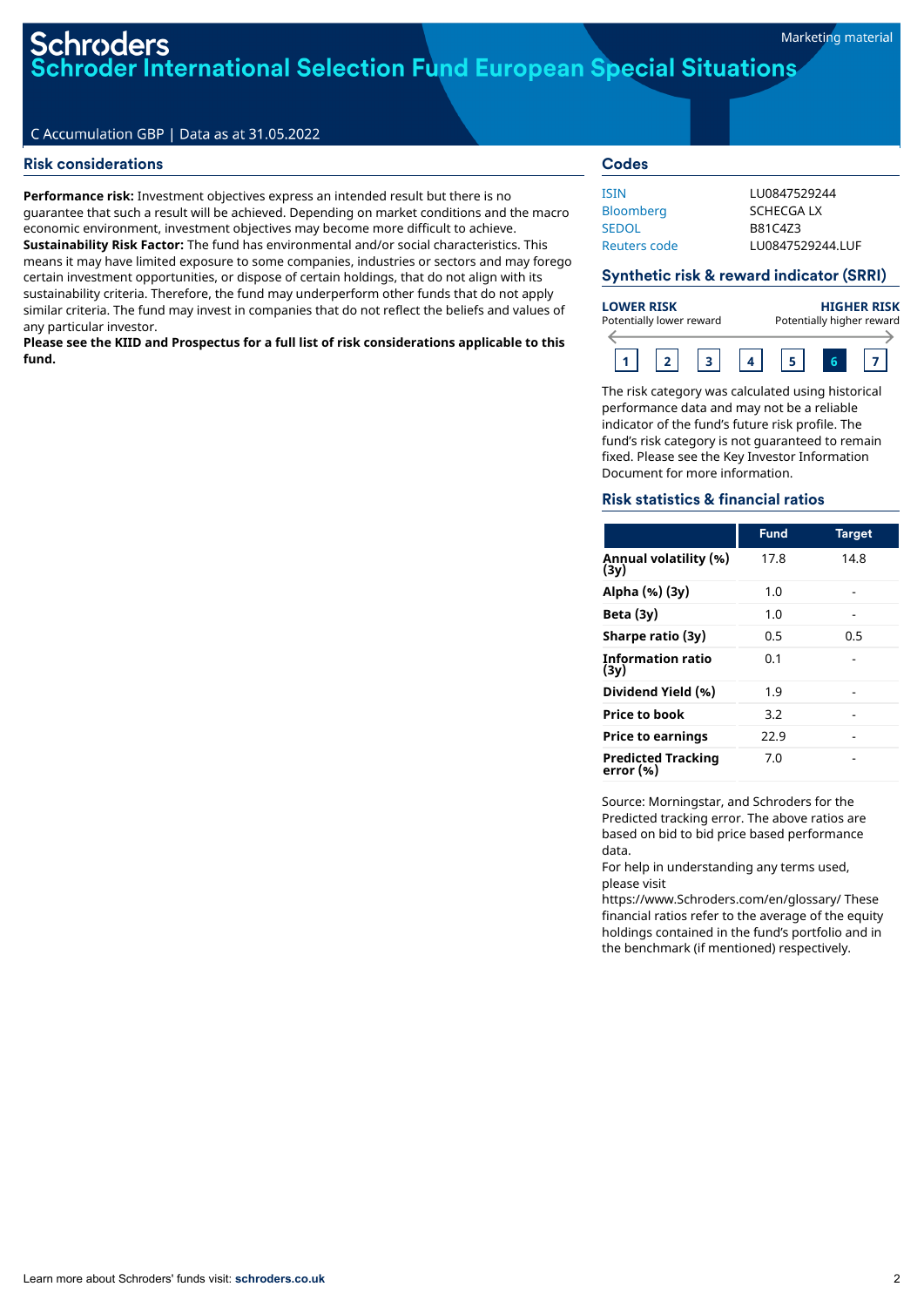Schroders

# Schroder International Selection Fund European Special Situations

C Accumulation GBP | Data as at 31.05.2022

## Risk considerations

**Performance risk:** Investment objectives express an intended result but there is no guarantee that such a result will be achieved. Depending on market conditions and the macro economic environment, investment objectives may become more difficult to achieve.
**Sustainability Risk Factor:** The fund has environmental and/or social characteristics. This means it may have limited exposure to some companies, industries or sectors and may forego certain investment opportunities, or dispose of certain holdings, that do not align with its sustainability criteria. Therefore, the fund may underperform other funds that do not apply similar criteria. The fund may invest in companies that do not reflect the beliefs and values of any particular investor.
**Please see the KIID and Prospectus for a full list of risk considerations applicable to this fund.**

## Codes

| | |
|---|---|
| ISIN | LU0847529244 |
| Bloomberg | SCHECGA LX |
| SEDOL | B81C4Z3 |
| Reuters code | LU0847529244.LUF |

## Synthetic risk & reward indicator (SRRI)

**LOWER RISK** Potentially lower reward — **HIGHER RISK** Potentially higher reward

1 | 2 | 3 | 4 | 5 | **6** | 7

The risk category was calculated using historical performance data and may not be a reliable indicator of the fund's future risk profile. The fund's risk category is not guaranteed to remain fixed. Please see the Key Investor Information Document for more information.

## Risk statistics & financial ratios

| | Fund | Target |
|---|---|---|
| Annual volatility (%) (3y) | 17.8 | 14.8 |
| Alpha (%) (3y) | 1.0 | - |
| Beta (3y) | 1.0 | - |
| Sharpe ratio (3y) | 0.5 | 0.5 |
| Information ratio (3y) | 0.1 | - |
| Dividend Yield (%) | 1.9 | - |
| Price to book | 3.2 | - |
| Price to earnings | 22.9 | - |
| Predicted Tracking error (%) | 7.0 | - |

Source: Morningstar, and Schroders for the Predicted tracking error. The above ratios are based on bid to bid price based performance data.
For help in understanding any terms used, please visit https://www.Schroders.com/en/glossary/ These financial ratios refer to the average of the equity holdings contained in the fund's portfolio and in the benchmark (if mentioned) respectively.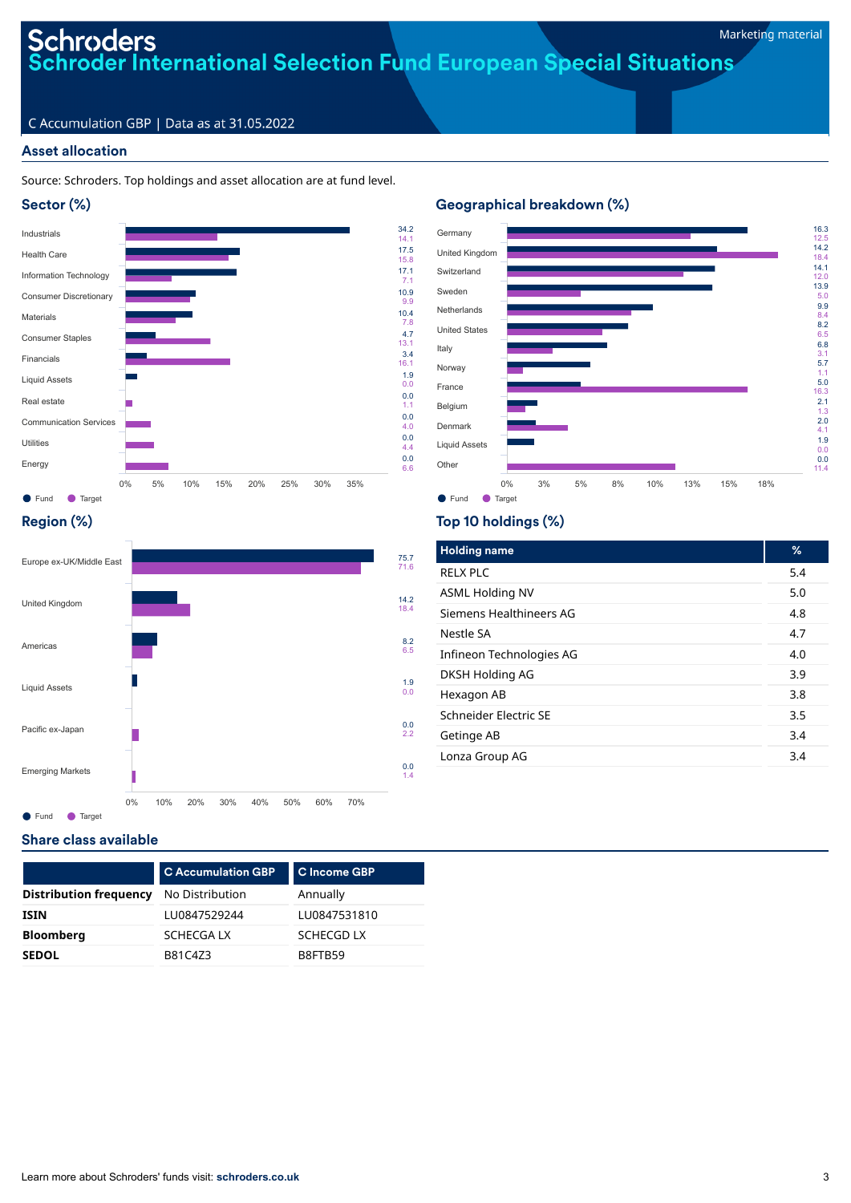Marketing material

# Schroders
# Schroder International Selection Fund European Special Situations

C Accumulation GBP | Data as at 31.05.2022

## Asset allocation

Source: Schroders. Top holdings and asset allocation are at fund level.

### Sector (%)

| Sector | Fund | Target |
| --- | --- | --- |
| Industrials | 34.2 | 14.1 |
| Health Care | 17.5 | 15.8 |
| Information Technology | 17.1 | 7.1 |
| Consumer Discretionary | 10.9 | 9.9 |
| Materials | 10.4 | 7.8 |
| Consumer Staples | 4.7 | 13.1 |
| Financials | 3.4 | 16.1 |
| Liquid Assets | 1.9 | 0.0 |
| Real estate | 0.0 | 1.1 |
| Communication Services | 0.0 | 4.0 |
| Utilities | 0.0 | 4.4 |
| Energy | 0.0 | 6.6 |

### Geographical breakdown (%)

| Country | Fund | Target |
| --- | --- | --- |
| Germany | 16.3 | 12.5 |
| United Kingdom | 14.2 | 18.4 |
| Switzerland | 14.1 | 12.0 |
| Sweden | 13.9 | 5.0 |
| Netherlands | 9.9 | 8.4 |
| United States | 8.2 | 6.5 |
| Italy | 6.8 | 3.1 |
| Norway | 5.7 | 1.1 |
| France | 5.0 | 16.3 |
| Belgium | 2.1 | 1.3 |
| Denmark | 2.0 | 4.1 |
| Liquid Assets | 1.9 | 0.0 |
| Other | 0.0 | 11.4 |

### Region (%)

| Region | Fund | Target |
| --- | --- | --- |
| Europe ex-UK/Middle East | 75.7 | 71.6 |
| United Kingdom | 14.2 | 18.4 |
| Americas | 8.2 | 6.5 |
| Liquid Assets | 1.9 | 0.0 |
| Pacific ex-Japan | 0.0 | 2.2 |
| Emerging Markets | 0.0 | 1.4 |

### Top 10 holdings (%)

| Holding name | % |
| --- | --- |
| RELX PLC | 5.4 |
| ASML Holding NV | 5.0 |
| Siemens Healthineers AG | 4.8 |
| Nestle SA | 4.7 |
| Infineon Technologies AG | 4.0 |
| DKSH Holding AG | 3.9 |
| Hexagon AB | 3.8 |
| Schneider Electric SE | 3.5 |
| Getinge AB | 3.4 |
| Lonza Group AG | 3.4 |

## Share class available

| | C Accumulation GBP | C Income GBP |
| --- | --- | --- |
| **Distribution frequency** | No Distribution | Annually |
| **ISIN** | LU0847529244 | LU0847531810 |
| **Bloomberg** | SCHECGA LX | SCHECGD LX |
| **SEDOL** | B81C4Z3 | B8FTB59 |

Learn more about Schroders' funds visit: **schroders.co.uk**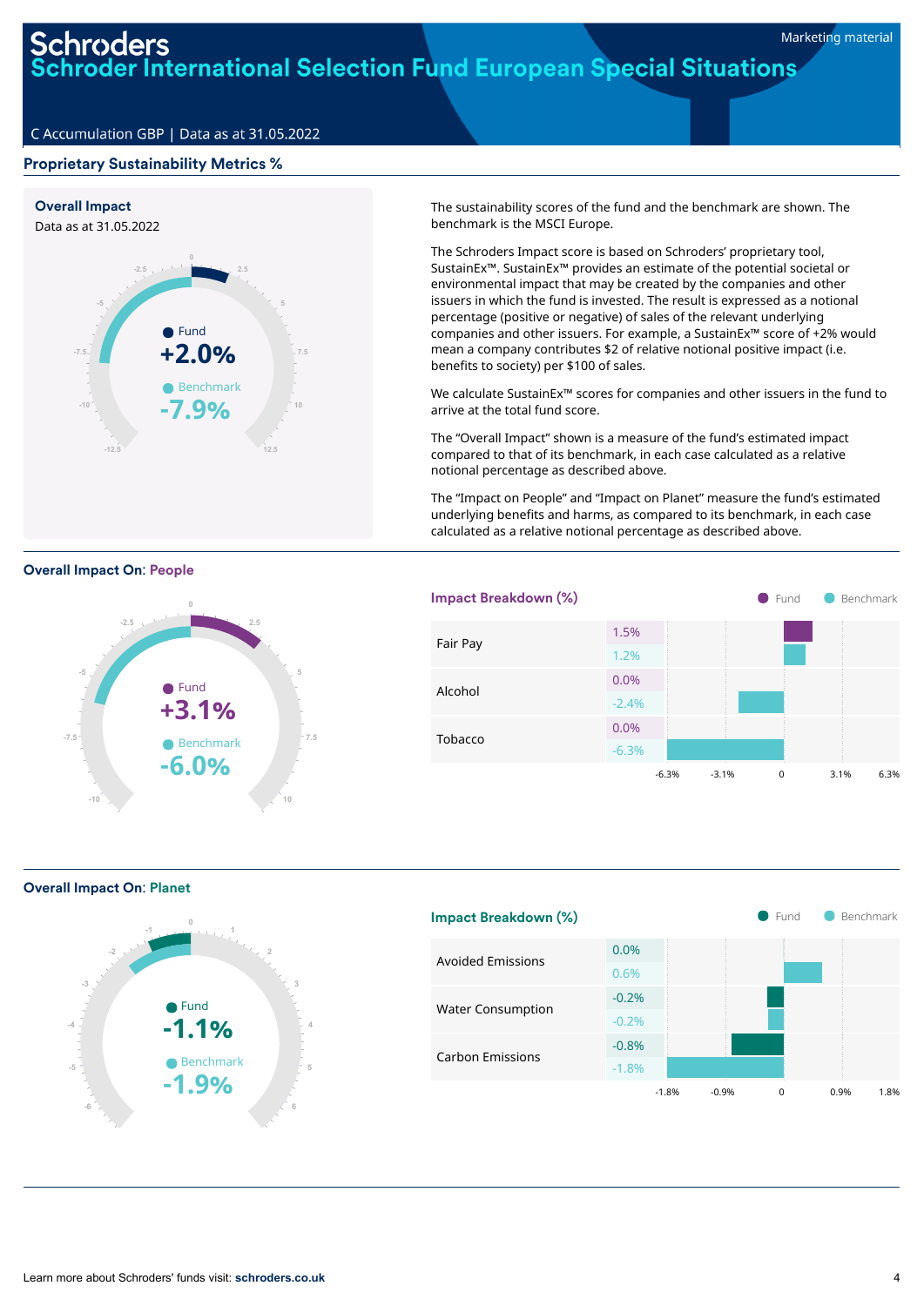Schroders

# Schroder International Selection Fund European Special Situations

Marketing material

C Accumulation GBP | Data as at 31.05.2022

## Proprietary Sustainability Metrics %

### Overall Impact

Data as at 31.05.2022

Fund **+2.0%**

Benchmark **-7.9%**

The sustainability scores of the fund and the benchmark are shown. The benchmark is the MSCI Europe.

The Schroders Impact score is based on Schroders' proprietary tool, SustainEx™. SustainEx™ provides an estimate of the potential societal or environmental impact that may be created by the companies and other issuers in which the fund is invested. The result is expressed as a notional percentage (positive or negative) of sales of the relevant underlying companies and other issuers. For example, a SustainEx™ score of +2% would mean a company contributes $2 of relative notional positive impact (i.e. benefits to society) per $100 of sales.

We calculate SustainEx™ scores for companies and other issuers in the fund to arrive at the total fund score.

The "Overall Impact" shown is a measure of the fund's estimated impact compared to that of its benchmark, in each case calculated as a relative notional percentage as described above.

The "Impact on People" and "Impact on Planet" measure the fund's estimated underlying benefits and harms, as compared to its benchmark, in each case calculated as a relative notional percentage as described above.

### Overall Impact On: People

Fund **+3.1%**

Benchmark **-6.0%**

**Impact Breakdown (%)**

| | Fund | Benchmark |
|---|---|---|
| Fair Pay | 1.5% | 1.2% |
| Alcohol | 0.0% | -2.4% |
| Tobacco | 0.0% | -6.3% |

### Overall Impact On: Planet

Fund **-1.1%**

Benchmark **-1.9%**

**Impact Breakdown (%)**

| | Fund | Benchmark |
|---|---|---|
| Avoided Emissions | 0.0% | 0.6% |
| Water Consumption | -0.2% | -0.2% |
| Carbon Emissions | -0.8% | -1.8% |

Learn more about Schroders' funds visit: **schroders.co.uk**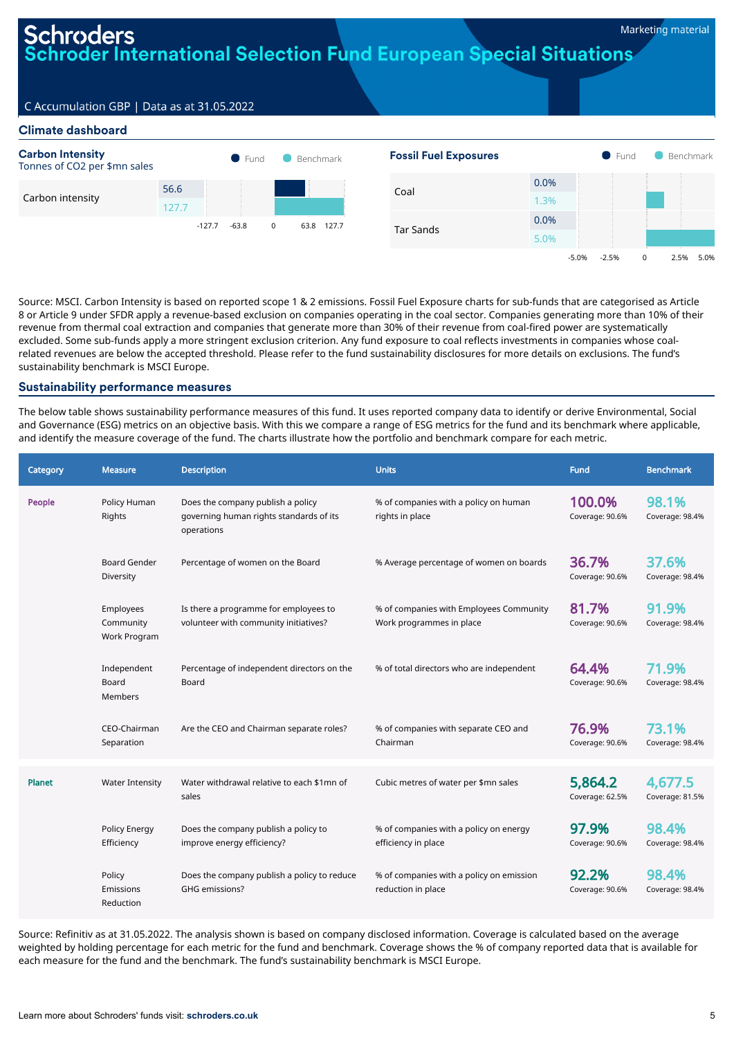# Schroders

## Schroder International Selection Fund European Special Situations

Marketing material

C Accumulation GBP | Data as at 31.05.2022

### Climate dashboard

**Carbon Intensity**
Tonnes of CO2 per $mn sales

| | Fund | Benchmark |
|---|---|---|
| Carbon intensity | 56.6 | 127.7 |

**Fossil Fuel Exposures**

| | Fund | Benchmark |
|---|---|---|
| Coal | 0.0% | 1.3% |
| Tar Sands | 0.0% | 5.0% |

Source: MSCI. Carbon Intensity is based on reported scope 1 & 2 emissions. Fossil Fuel Exposure charts for sub-funds that are categorised as Article 8 or Article 9 under SFDR apply a revenue-based exclusion on companies operating in the coal sector. Companies generating more than 10% of their revenue from thermal coal extraction and companies that generate more than 30% of their revenue from coal-fired power are systematically excluded. Some sub-funds apply a more stringent exclusion criterion. Any fund exposure to coal reflects investments in companies whose coal-related revenues are below the accepted threshold. Please refer to the fund sustainability disclosures for more details on exclusions. The fund's sustainability benchmark is MSCI Europe.

### Sustainability performance measures

The below table shows sustainability performance measures of this fund. It uses reported company data to identify or derive Environmental, Social and Governance (ESG) metrics on an objective basis. With this we compare a range of ESG metrics for the fund and its benchmark where applicable, and identify the measure coverage of the fund. The charts illustrate how the portfolio and benchmark compare for each metric.

| Category | Measure | Description | Units | Fund | Benchmark |
|---|---|---|---|---|---|
| People | Policy Human Rights | Does the company publish a policy governing human rights standards of its operations | % of companies with a policy on human rights in place | 100.0% Coverage: 90.6% | 98.1% Coverage: 98.4% |
| | Board Gender Diversity | Percentage of women on the Board | % Average percentage of women on boards | 36.7% Coverage: 90.6% | 37.6% Coverage: 98.4% |
| | Employees Community Work Program | Is there a programme for employees to volunteer with community initiatives? | % of companies with Employees Community Work programmes in place | 81.7% Coverage: 90.6% | 91.9% Coverage: 98.4% |
| | Independent Board Members | Percentage of independent directors on the Board | % of total directors who are independent | 64.4% Coverage: 90.6% | 71.9% Coverage: 98.4% |
| | CEO-Chairman Separation | Are the CEO and Chairman separate roles? | % of companies with separate CEO and Chairman | 76.9% Coverage: 90.6% | 73.1% Coverage: 98.4% |
| Planet | Water Intensity | Water withdrawal relative to each $1mn of sales | Cubic metres of water per $mn sales | 5,864.2 Coverage: 62.5% | 4,677.5 Coverage: 81.5% |
| | Policy Energy Efficiency | Does the company publish a policy to improve energy efficiency? | % of companies with a policy on energy efficiency in place | 97.9% Coverage: 90.6% | 98.4% Coverage: 98.4% |
| | Policy Emissions Reduction | Does the company publish a policy to reduce GHG emissions? | % of companies with a policy on emission reduction in place | 92.2% Coverage: 90.6% | 98.4% Coverage: 98.4% |

Source: Refinitiv as at 31.05.2022. The analysis shown is based on company disclosed information. Coverage is calculated based on the average weighted by holding percentage for each metric for the fund and benchmark. Coverage shows the % of company reported data that is available for each measure for the fund and the benchmark. The fund's sustainability benchmark is MSCI Europe.

Learn more about Schroders' funds visit: **schroders.co.uk**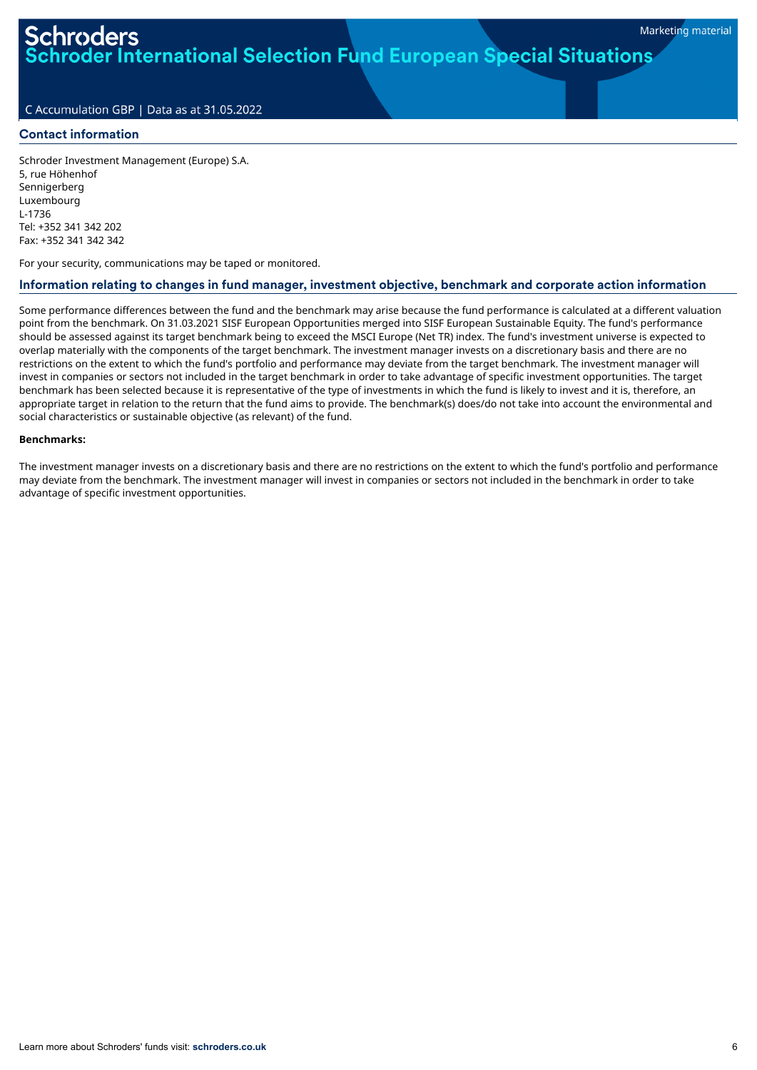Marketing material

# Schroders
## Schroder International Selection Fund European Special Situations

C Accumulation GBP | Data as at 31.05.2022

### Contact information

Schroder Investment Management (Europe) S.A.
5, rue Höhenhof
Sennigerberg
Luxembourg
L-1736
Tel: +352 341 342 202
Fax: +352 341 342 342

For your security, communications may be taped or monitored.

### Information relating to changes in fund manager, investment objective, benchmark and corporate action information

Some performance differences between the fund and the benchmark may arise because the fund performance is calculated at a different valuation point from the benchmark. On 31.03.2021 SISF European Opportunities merged into SISF European Sustainable Equity. The fund's performance should be assessed against its target benchmark being to exceed the MSCI Europe (Net TR) index. The fund's investment universe is expected to overlap materially with the components of the target benchmark. The investment manager invests on a discretionary basis and there are no restrictions on the extent to which the fund's portfolio and performance may deviate from the target benchmark. The investment manager will invest in companies or sectors not included in the target benchmark in order to take advantage of specific investment opportunities. The target benchmark has been selected because it is representative of the type of investments in which the fund is likely to invest and it is, therefore, an appropriate target in relation to the return that the fund aims to provide. The benchmark(s) does/do not take into account the environmental and social characteristics or sustainable objective (as relevant) of the fund.

**Benchmarks:**

The investment manager invests on a discretionary basis and there are no restrictions on the extent to which the fund's portfolio and performance may deviate from the benchmark. The investment manager will invest in companies or sectors not included in the benchmark in order to take advantage of specific investment opportunities.

Learn more about Schroders' funds visit: **schroders.co.uk**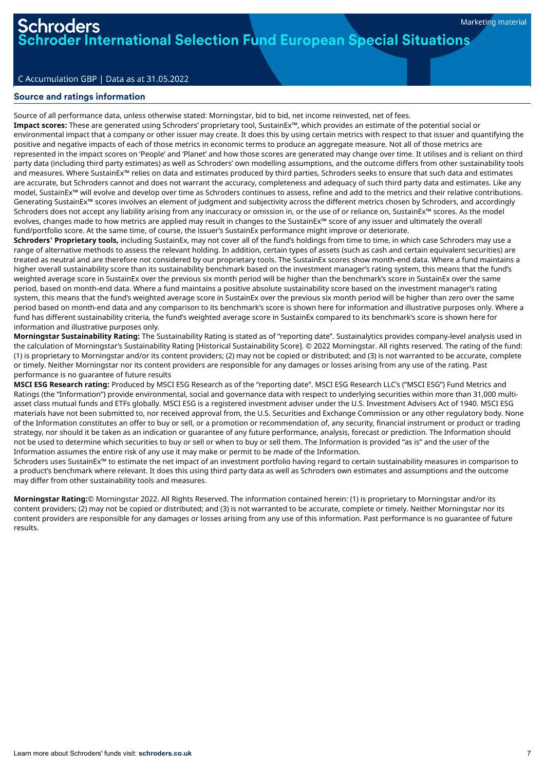## Source and ratings information

Source of all performance data, unless otherwise stated: Morningstar, bid to bid, net income reinvested, net of fees.

**Impact scores:** These are generated using Schroders' proprietary tool, SustainEx™, which provides an estimate of the potential social or environmental impact that a company or other issuer may create. It does this by using certain metrics with respect to that issuer and quantifying the positive and negative impacts of each of those metrics in economic terms to produce an aggregate measure. Not all of those metrics are represented in the impact scores on 'People' and 'Planet' and how those scores are generated may change over time. It utilises and is reliant on third party data (including third party estimates) as well as Schroders' own modelling assumptions, and the outcome differs from other sustainability tools and measures. Where SustainEx™ relies on data and estimates produced by third parties, Schroders seeks to ensure that such data and estimates are accurate, but Schroders cannot and does not warrant the accuracy, completeness and adequacy of such third party data and estimates. Like any model, SustainEx™ will evolve and develop over time as Schroders continues to assess, refine and add to the metrics and their relative contributions. Generating SustainEx™ scores involves an element of judgment and subjectivity across the different metrics chosen by Schroders, and accordingly Schroders does not accept any liability arising from any inaccuracy or omission in, or the use of or reliance on, SustainEx™ scores. As the model evolves, changes made to how metrics are applied may result in changes to the SustainEx™ score of any issuer and ultimately the overall fund/portfolio score. At the same time, of course, the issuer's SustainEx performance might improve or deteriorate.

**Schroders' Proprietary tools,** including SustainEx, may not cover all of the fund's holdings from time to time, in which case Schroders may use a range of alternative methods to assess the relevant holding. In addition, certain types of assets (such as cash and certain equivalent securities) are treated as neutral and are therefore not considered by our proprietary tools. The SustainEx scores show month-end data. Where a fund maintains a higher overall sustainability score than its sustainability benchmark based on the investment manager's rating system, this means that the fund's weighted average score in SustainEx over the previous six month period will be higher than the benchmark's score in SustainEx over the same period, based on month-end data. Where a fund maintains a positive absolute sustainability score based on the investment manager's rating system, this means that the fund's weighted average score in SustainEx over the previous six month period will be higher than zero over the same period based on month-end data and any comparison to its benchmark's score is shown here for information and illustrative purposes only. Where a fund has different sustainability criteria, the fund's weighted average score in SustainEx compared to its benchmark's score is shown here for information and illustrative purposes only.

**Morningstar Sustainability Rating:** The Sustainability Rating is stated as of "reporting date". Sustainalytics provides company-level analysis used in the calculation of Morningstar's Sustainability Rating [Historical Sustainability Score]. © 2022 Morningstar. All rights reserved. The rating of the fund: (1) is proprietary to Morningstar and/or its content providers; (2) may not be copied or distributed; and (3) is not warranted to be accurate, complete or timely. Neither Morningstar nor its content providers are responsible for any damages or losses arising from any use of the rating. Past performance is no guarantee of future results

**MSCI ESG Research rating:** Produced by MSCI ESG Research as of the "reporting date". MSCI ESG Research LLC's ("MSCI ESG") Fund Metrics and Ratings (the "Information") provide environmental, social and governance data with respect to underlying securities within more than 31,000 multi-asset class mutual funds and ETFs globally. MSCI ESG is a registered investment adviser under the U.S. Investment Advisers Act of 1940. MSCI ESG materials have not been submitted to, nor received approval from, the U.S. Securities and Exchange Commission or any other regulatory body. None of the Information constitutes an offer to buy or sell, or a promotion or recommendation of, any security, financial instrument or product or trading strategy, nor should it be taken as an indication or guarantee of any future performance, analysis, forecast or prediction. The Information should not be used to determine which securities to buy or sell or when to buy or sell them. The Information is provided "as is" and the user of the Information assumes the entire risk of any use it may make or permit to be made of the Information.

Schroders uses SustainEx™ to estimate the net impact of an investment portfolio having regard to certain sustainability measures in comparison to a product's benchmark where relevant. It does this using third party data as well as Schroders own estimates and assumptions and the outcome may differ from other sustainability tools and measures.

**Morningstar Rating:**© Morningstar 2022. All Rights Reserved. The information contained herein: (1) is proprietary to Morningstar and/or its content providers; (2) may not be copied or distributed; and (3) is not warranted to be accurate, complete or timely. Neither Morningstar nor its content providers are responsible for any damages or losses arising from any use of this information. Past performance is no guarantee of future results.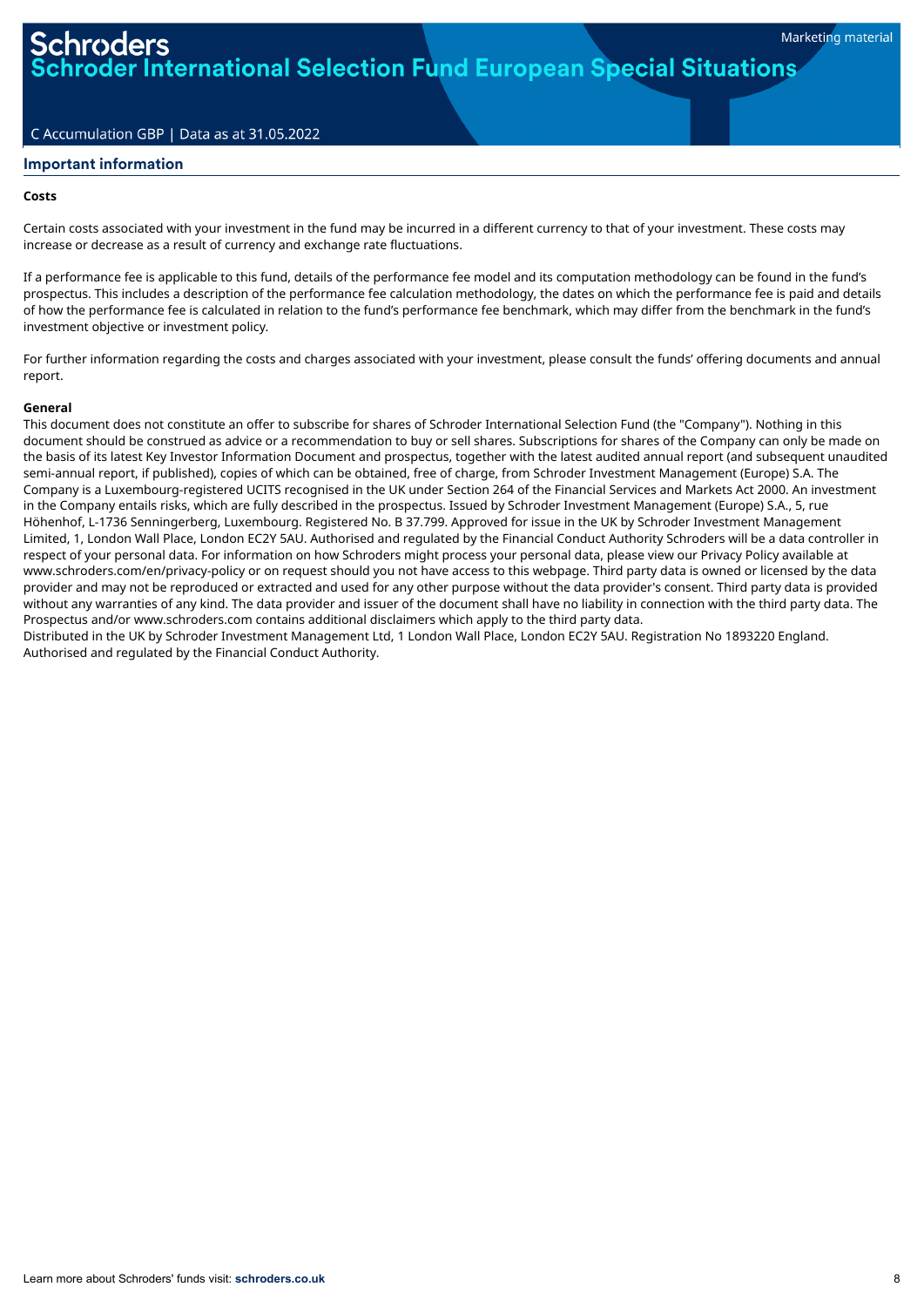## Important information

**Costs**

Certain costs associated with your investment in the fund may be incurred in a different currency to that of your investment. These costs may increase or decrease as a result of currency and exchange rate fluctuations.

If a performance fee is applicable to this fund, details of the performance fee model and its computation methodology can be found in the fund's prospectus. This includes a description of the performance fee calculation methodology, the dates on which the performance fee is paid and details of how the performance fee is calculated in relation to the fund's performance fee benchmark, which may differ from the benchmark in the fund's investment objective or investment policy.

For further information regarding the costs and charges associated with your investment, please consult the funds' offering documents and annual report.

**General**

This document does not constitute an offer to subscribe for shares of Schroder International Selection Fund (the "Company"). Nothing in this document should be construed as advice or a recommendation to buy or sell shares. Subscriptions for shares of the Company can only be made on the basis of its latest Key Investor Information Document and prospectus, together with the latest audited annual report (and subsequent unaudited semi-annual report, if published), copies of which can be obtained, free of charge, from Schroder Investment Management (Europe) S.A. The Company is a Luxembourg-registered UCITS recognised in the UK under Section 264 of the Financial Services and Markets Act 2000. An investment in the Company entails risks, which are fully described in the prospectus. Issued by Schroder Investment Management (Europe) S.A., 5, rue Höhenhof, L-1736 Senningerberg, Luxembourg. Registered No. B 37.799. Approved for issue in the UK by Schroder Investment Management Limited, 1, London Wall Place, London EC2Y 5AU. Authorised and regulated by the Financial Conduct Authority Schroders will be a data controller in respect of your personal data. For information on how Schroders might process your personal data, please view our Privacy Policy available at www.schroders.com/en/privacy-policy or on request should you not have access to this webpage. Third party data is owned or licensed by the data provider and may not be reproduced or extracted and used for any other purpose without the data provider's consent. Third party data is provided without any warranties of any kind. The data provider and issuer of the document shall have no liability in connection with the third party data. The Prospectus and/or www.schroders.com contains additional disclaimers which apply to the third party data.
Distributed in the UK by Schroder Investment Management Ltd, 1 London Wall Place, London EC2Y 5AU. Registration No 1893220 England. Authorised and regulated by the Financial Conduct Authority.